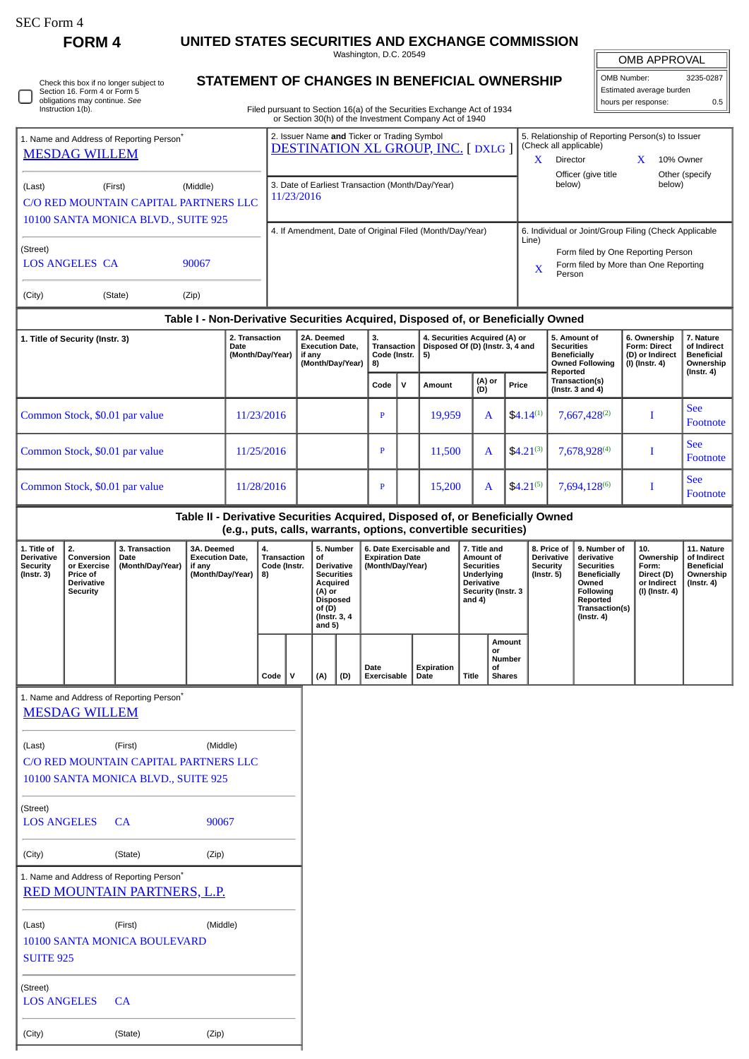SEC Form 4

# FORM 4

## UNITED STATES SECURITIES AND EXCHANGE COMMISSION

Washington, D.C. 20549

## STATEMENT OF CHANGES IN BENEFICIAL OWNERSHIP

Check this box if no longer subject to Section 16. Form 4 or Form 5 obligations may continue. *See* Instruction 1(b).

Filed pursuant to Section 16(a) of the Securities Exchange Act of 1934 or Section 30(h) of the Investment Company Act of 1940

| OMB APPROVAL | |
|---|---|
| OMB Number: | 3235-0287 |
| Estimated average burden | |
| hours per response: | 0.5 |

1. Name and Address of Reporting Person*
MESDAG WILLEM

(Last) (First) (Middle)
C/O RED MOUNTAIN CAPITAL PARTNERS LLC
10100 SANTA MONICA BLVD., SUITE 925

(Street)
LOS ANGELES CA 90067

(City) (State) (Zip)

2. Issuer Name **and** Ticker or Trading Symbol
DESTINATION XL GROUP, INC. [ DXLG ]

3. Date of Earliest Transaction (Month/Day/Year)
11/23/2016

4. If Amendment, Date of Original Filed (Month/Day/Year)

5. Relationship of Reporting Person(s) to Issuer (Check all applicable)
X Director
X 10% Owner
Officer (give title below)
Other (specify below)

6. Individual or Joint/Group Filing (Check Applicable Line)
Form filed by One Reporting Person
X Form filed by More than One Reporting Person

### Table I - Non-Derivative Securities Acquired, Disposed of, or Beneficially Owned

| 1. Title of Security (Instr. 3) | 2. Transaction Date (Month/Day/Year) | 2A. Deemed Execution Date, if any (Month/Day/Year) | 3. Transaction Code (Instr. 8) | | 4. Securities Acquired (A) or Disposed Of (D) (Instr. 3, 4 and 5) | | | 5. Amount of Securities Beneficially Owned Following Reported Transaction(s) (Instr. 3 and 4) | 6. Ownership Form: Direct (D) or Indirect (I) (Instr. 4) | 7. Nature of Indirect Beneficial Ownership (Instr. 4) |
|---|---|---|---|---|---|---|---|---|---|---|
| | | | Code | V | Amount | (A) or (D) | Price | | | |
| Common Stock, $0.01 par value | 11/23/2016 | | P | | 19,959 | A | $4.14[1] | 7,667,428[2] | I | See Footnote |
| Common Stock, $0.01 par value | 11/25/2016 | | P | | 11,500 | A | $4.21[3] | 7,678,928[4] | I | See Footnote |
| Common Stock, $0.01 par value | 11/28/2016 | | P | | 15,200 | A | $4.21[5] | 7,694,128[6] | I | See Footnote |

### Table II - Derivative Securities Acquired, Disposed of, or Beneficially Owned (e.g., puts, calls, warrants, options, convertible securities)

| 1. Title of Derivative Security (Instr. 3) | 2. Conversion or Exercise Price of Derivative Security | 3. Transaction Date (Month/Day/Year) | 3A. Deemed Execution Date, if any (Month/Day/Year) | 4. Transaction Code (Instr. 8) | | 5. Number of Derivative Securities Acquired (A) or Disposed of (D) (Instr. 3, 4 and 5) | | 6. Date Exercisable and Expiration Date (Month/Day/Year) | | 7. Title and Amount of Securities Underlying Derivative Security (Instr. 3 and 4) | | 8. Price of Derivative Security (Instr. 5) | 9. Number of derivative Securities Beneficially Owned Following Reported Transaction(s) (Instr. 4) | 10. Ownership Form: Direct (D) or Indirect (I) (Instr. 4) | 11. Nature of Indirect Beneficial Ownership (Instr. 4) |
|---|---|---|---|---|---|---|---|---|---|---|---|---|---|---|---|
| | | | | Code | V | (A) | (D) | Date Exercisable | Expiration Date | Title | Amount or Number of Shares | | | | |

1. Name and Address of Reporting Person*
MESDAG WILLEM

(Last) (First) (Middle)
C/O RED MOUNTAIN CAPITAL PARTNERS LLC
10100 SANTA MONICA BLVD., SUITE 925

(Street)
LOS ANGELES CA 90067

(City) (State) (Zip)

1. Name and Address of Reporting Person*
RED MOUNTAIN PARTNERS, L.P.

(Last) (First) (Middle)
10100 SANTA MONICA BOULEVARD
SUITE 925

(Street)
LOS ANGELES CA

(City) (State) (Zip)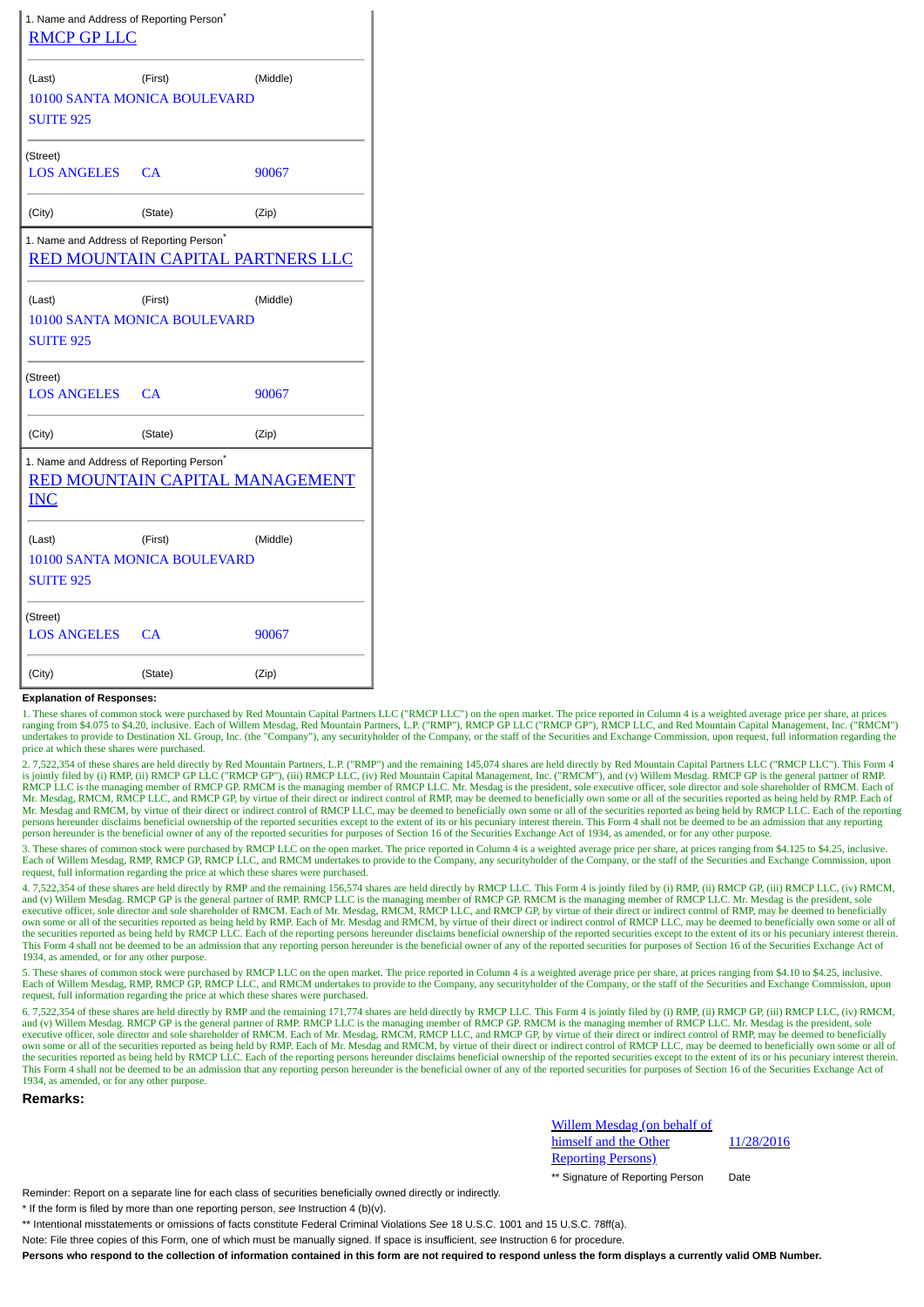1. Name and Address of Reporting Person*

RMCP GP LLC

| (Last) | (First) | (Middle) |
|---|---|---|
| 10100 SANTA MONICA BOULEVARD | | |
| SUITE 925 | | |

(Street)

| LOS ANGELES | CA | 90067 |
|---|---|---|
| (City) | (State) | (Zip) |

1. Name and Address of Reporting Person*

RED MOUNTAIN CAPITAL PARTNERS LLC

| (Last) | (First) | (Middle) |
|---|---|---|
| 10100 SANTA MONICA BOULEVARD | | |
| SUITE 925 | | |

(Street)

| LOS ANGELES | CA | 90067 |
|---|---|---|
| (City) | (State) | (Zip) |

1. Name and Address of Reporting Person*

RED MOUNTAIN CAPITAL MANAGEMENT INC

| (Last) | (First) | (Middle) |
|---|---|---|
| 10100 SANTA MONICA BOULEVARD | | |
| SUITE 925 | | |

(Street)

| LOS ANGELES | CA | 90067 |
|---|---|---|
| (City) | (State) | (Zip) |

**Explanation of Responses:**

1. These shares of common stock were purchased by Red Mountain Capital Partners LLC ("RMCP LLC") on the open market. The price reported in Column 4 is a weighted average price per share, at prices ranging from $4.075 to $4.20, inclusive. Each of Willem Mesdag, Red Mountain Partners, L.P. ("RMP"), RMCP GP LLC ("RMCP GP"), RMCP LLC, and Red Mountain Capital Management, Inc. ("RMCM") undertakes to provide to Destination XL Group, Inc. (the "Company"), any securityholder of the Company, or the staff of the Securities and Exchange Commission, upon request, full information regarding the price at which these shares were purchased.

2. 7,522,354 of these shares are held directly by Red Mountain Partners, L.P. ("RMP") and the remaining 145,074 shares are held directly by Red Mountain Capital Partners LLC ("RMCP LLC"). This Form 4 is jointly filed by (i) RMP, (ii) RMCP GP LLC ("RMCP GP"), (iii) RMCP LLC, (iv) Red Mountain Capital Management, Inc. ("RMCM"), and (v) Willem Mesdag. RMCP GP is the general partner of RMP. RMCP LLC is the managing member of RMCP GP. RMCM is the managing member of RMCP LLC. Mr. Mesdag is the president, sole executive officer, sole director and sole shareholder of RMCM. Each of Mr. Mesdag, RMCM, RMCP LLC, and RMCP GP, by virtue of their direct or indirect control of RMP, may be deemed to beneficially own some or all of the securities reported as being held by RMP. Each of Mr. Mesdag and RMCM, by virtue of their direct or indirect control of RMCP LLC, may be deemed to beneficially own some or all of the securities reported as being held by RMCP LLC. Each of the reporting persons hereunder disclaims beneficial ownership of the reported securities except to the extent of its or his pecuniary interest therein. This Form 4 shall not be deemed to be an admission that any reporting person hereunder is the beneficial owner of any of the reported securities for purposes of Section 16 of the Securities Exchange Act of 1934, as amended, or for any other purpose.

3. These shares of common stock were purchased by RMCP LLC on the open market. The price reported in Column 4 is a weighted average price per share, at prices ranging from $4.125 to $4.25, inclusive. Each of Willem Mesdag, RMP, RMCP GP, RMCP LLC, and RMCM undertakes to provide to the Company, any securityholder of the Company, or the staff of the Securities and Exchange Commission, upon request, full information regarding the price at which these shares were purchased.

4. 7,522,354 of these shares are held directly by RMP and the remaining 156,574 shares are held directly by RMCP LLC. This Form 4 is jointly filed by (i) RMP, (ii) RMCP GP, (iii) RMCP LLC, (iv) RMCM, and (v) Willem Mesdag. RMCP GP is the general partner of RMP. RMCP LLC is the managing member of RMCP GP. RMCM is the managing member of RMCP LLC. Mr. Mesdag is the president, sole executive officer, sole director and sole shareholder of RMCM. Each of Mr. Mesdag, RMCM, RMCP LLC, and RMCP GP, by virtue of their direct or indirect control of RMP, may be deemed to beneficially own some or all of the securities reported as being held by RMP. Each of Mr. Mesdag and RMCM, by virtue of their direct or indirect control of RMCP LLC, may be deemed to beneficially own some or all of the securities reported as being held by RMCP LLC. Each of the reporting persons hereunder disclaims beneficial ownership of the reported securities except to the extent of its or his pecuniary interest therein. This Form 4 shall not be deemed to be an admission that any reporting person hereunder is the beneficial owner of any of the reported securities for purposes of Section 16 of the Securities Exchange Act of 1934, as amended, or for any other purpose.

5. These shares of common stock were purchased by RMCP LLC on the open market. The price reported in Column 4 is a weighted average price per share, at prices ranging from $4.10 to $4.25, inclusive. Each of Willem Mesdag, RMP, RMCP GP, RMCP LLC, and RMCM undertakes to provide to the Company, any securityholder of the Company, or the staff of the Securities and Exchange Commission, upon request, full information regarding the price at which these shares were purchased.

6. 7,522,354 of these shares are held directly by RMP and the remaining 171,774 shares are held directly by RMCP LLC. This Form 4 is jointly filed by (i) RMP, (ii) RMCP GP, (iii) RMCP LLC, (iv) RMCM, and (v) Willem Mesdag. RMCP GP is the general partner of RMP. RMCP LLC is the managing member of RMCP GP. RMCM is the managing member of RMCP LLC. Mr. Mesdag is the president, sole executive officer, sole director and sole shareholder of RMCM. Each of Mr. Mesdag, RMCM, RMCP LLC, and RMCP GP, by virtue of their direct or indirect control of RMP, may be deemed to beneficially own some or all of the securities reported as being held by RMP. Each of Mr. Mesdag and RMCM, by virtue of their direct or indirect control of RMCP LLC, may be deemed to beneficially own some or all of the securities reported as being held by RMCP LLC. Each of the reporting persons hereunder disclaims beneficial ownership of the reported securities except to the extent of its or his pecuniary interest therein. This Form 4 shall not be deemed to be an admission that any reporting person hereunder is the beneficial owner of any of the reported securities for purposes of Section 16 of the Securities Exchange Act of 1934, as amended, or for any other purpose.

**Remarks:**

| | |
|---|---|
| Willem Mesdag (on behalf of himself and the Other Reporting Persons) | 11/28/2016 |
| ** Signature of Reporting Person | Date |

Reminder: Report on a separate line for each class of securities beneficially owned directly or indirectly.

* If the form is filed by more than one reporting person, *see* Instruction 4 (b)(v).

** Intentional misstatements or omissions of facts constitute Federal Criminal Violations *See* 18 U.S.C. 1001 and 15 U.S.C. 78ff(a).

Note: File three copies of this Form, one of which must be manually signed. If space is insufficient, *see* Instruction 6 for procedure.

**Persons who respond to the collection of information contained in this form are not required to respond unless the form displays a currently valid OMB Number.**